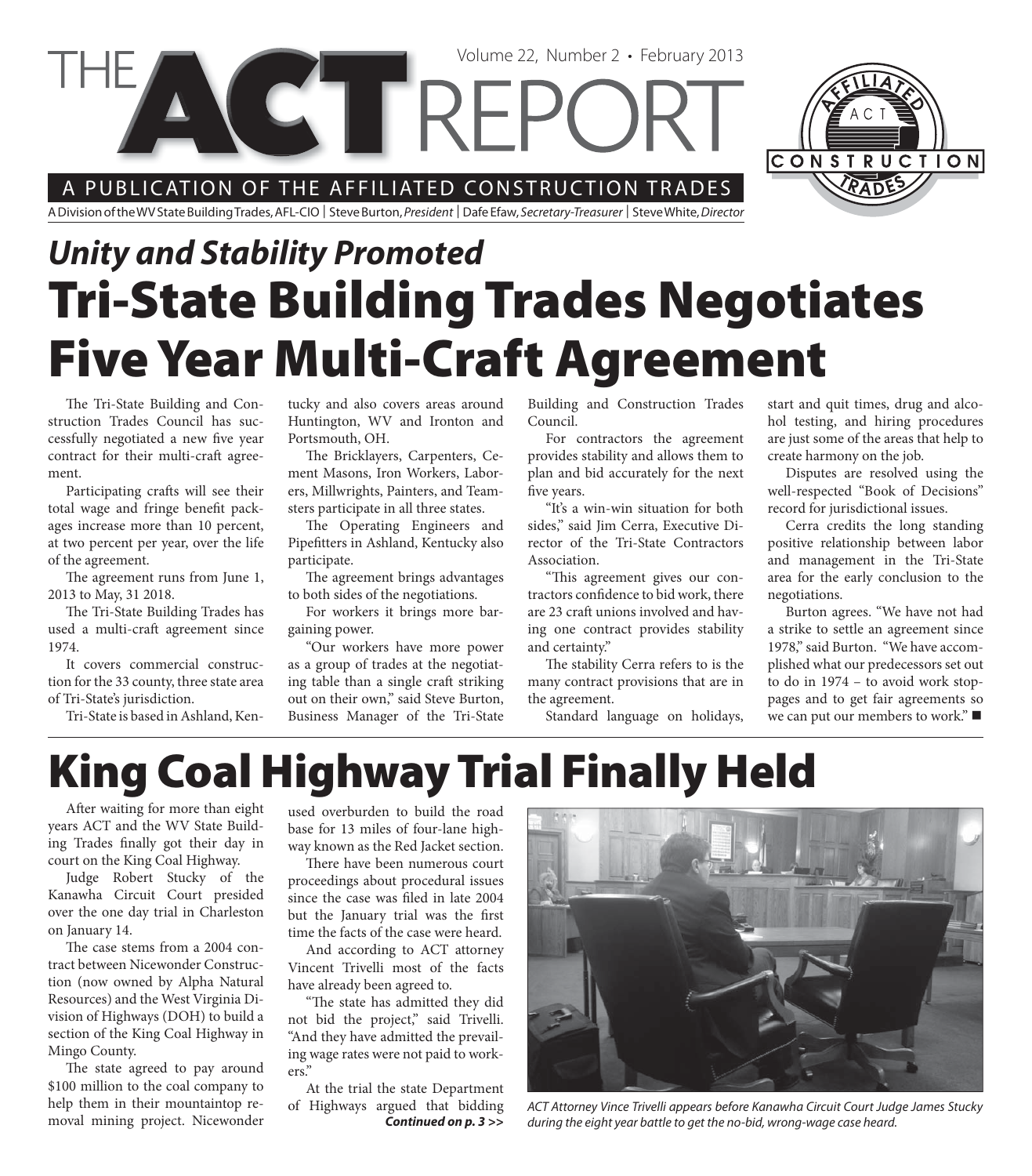# THE ACT REPORT

Volume 22, Number 2 • February 2013

A PUBLICATION OF THE AFFILIATED CONSTRUCTION TRADES

A Division of the WV State Building Trades, AFL-CIO | Steve Burton, *President* | Dafe Efaw, *Secretary-Treasurer* | Steve White, *Director*

## *Unity and Stability Promoted*

# Tri-State Building Trades Negotiates Five Year Multi-Craft Agreement

The Tri-State Building and Construction Trades Council has successfully negotiated a new five year contract for their multi-craft agreement.

Participating crafts will see their total wage and fringe benefit packages increase more than 10 percent, at two percent per year, over the life of the agreement.

The agreement runs from June 1, 2013 to May, 31 2018.

The Tri-State Building Trades has used a multi-craft agreement since 1974.

It covers commercial construction for the 33 county, three state area of Tri-State's jurisdiction.

Tri-State is based in Ashland, Kentucky and also covers areas around Huntington, WV and Ironton and Portsmouth, OH.

The Bricklayers, Carpenters, Cement Masons, Iron Workers, Laborers, Millwrights, Painters, and Teamsters participate in all three states.

The Operating Engineers and Pipefitters in Ashland, Kentucky also participate.

The agreement brings advantages to both sides of the negotiations.

For workers it brings more bargaining power.

"Our workers have more power as a group of trades at the negotiating table than a single craft striking out on their own," said Steve Burton, Business Manager of the Tri-State Building and Construction Trades Council.

For contractors the agreement provides stability and allows them to plan and bid accurately for the next five years.

"It's a win-win situation for both sides," said Jim Cerra, Executive Director of the Tri-State Contractors Association.

"This agreement gives our contractors confidence to bid work, there are 23 craft unions involved and having one contract provides stability and certainty."

The stability Cerra refers to is the many contract provisions that are in the agreement.

Standard language on holidays, start and quit times, drug and alcohol testing, and hiring procedures are just some of the areas that help to create harmony on the job.

Disputes are resolved using the well-respected "Book of Decisions" record for jurisdictional issues.

Cerra credits the long standing positive relationship between labor and management in the Tri-State area for the early conclusion to the negotiations.

Burton agrees. "We have not had a strike to settle an agreement since 1978," said Burton. "We have accomplished what our predecessors set out to do in 1974 – to avoid work stoppages and to get fair agreements so we can put our members to work." ■

# King Coal Highway Trial Finally Held

After waiting for more than eight years ACT and the WV State Building Trades finally got their day in court on the King Coal Highway.

Judge Robert Stucky of the Kanawha Circuit Court presided over the one day trial in Charleston on January 14.

The case stems from a 2004 contract between Nicewonder Construction (now owned by Alpha Natural Resources) and the West Virginia Division of Highways (DOH) to build a section of the King Coal Highway in Mingo County.

The state agreed to pay around $100 million to the coal company to help them in their mountaintop removal mining project. Nicewonder used overburden to build the road base for 13 miles of four-lane highway known as the Red Jacket section.

There have been numerous court proceedings about procedural issues since the case was filed in late 2004 but the January trial was the first time the facts of the case were heard.

And according to ACT attorney Vincent Trivelli most of the facts have already been agreed to.

"The state has admitted they did not bid the project," said Trivelli. "And they have admitted the prevailing wage rates were not paid to workers."

At the trial the state Department of Highways argued that bidding

***Continued on p. 3 >>***

*ACT Attorney Vince Trivelli appears before Kanawha Circuit Court Judge James Stucky during the eight year battle to get the no-bid, wrong-wage case heard.*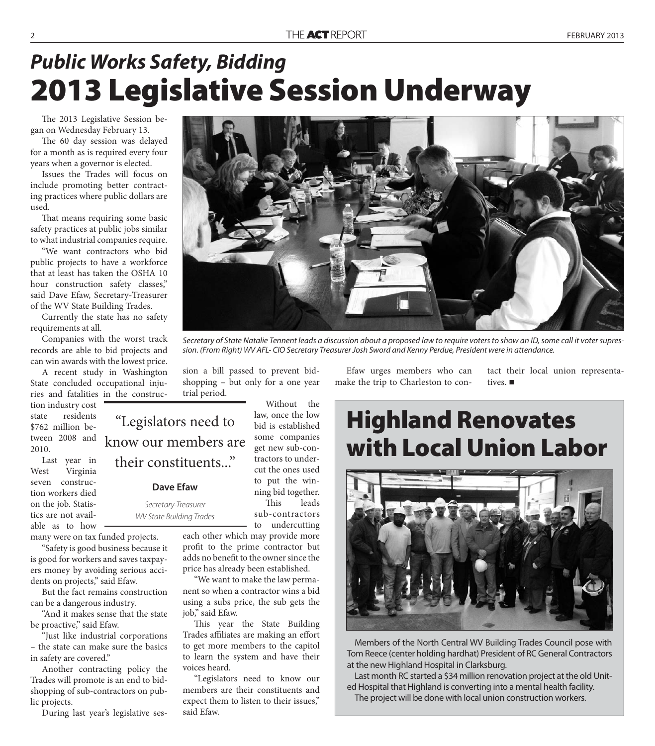## *Public Works Safety, Bidding*

# 2013 Legislative Session Underway

The 2013 Legislative Session began on Wednesday February 13.

The 60 day session was delayed for a month as is required every four years when a governor is elected.

Issues the Trades will focus on include promoting better contracting practices where public dollars are used.

That means requiring some basic safety practices at public jobs similar to what industrial companies require.

"We want contractors who bid public projects to have a workforce that at least has taken the OSHA 10 hour construction safety classes," said Dave Efaw, Secretary-Treasurer of the WV State Building Trades.

Currently the state has no safety requirements at all.

Companies with the worst track records are able to bid projects and can win awards with the lowest price.

A recent study in Washington State concluded occupational injuries and fatalities in the construction industry cost state residents $762 million between 2008 and 2010.

Last year in West Virginia seven construction workers died on the job. Statistics are not available as to how many were on tax funded projects.

"Safety is good business because it is good for workers and saves taxpayers money by avoiding serious accidents on projects," said Efaw.

But the fact remains construction can be a dangerous industry.

"And it makes sense that the state be proactive," said Efaw.

"Just like industrial corporations – the state can make sure the basics in safety are covered."

Another contracting policy the Trades will promote is an end to bid-shopping of sub-contractors on public projects.

During last year's legislative session a bill passed to prevent bid-shopping – but only for a one year trial period.

> "Legislators need to know our members are their constituents..."
>
> **Dave Efaw**
>
> *Secretary-Treasurer*
> *WV State Building Trades*

Without the law, once the low bid is established some companies get new sub-contractors to undercut the ones used to put the winning bid together. This leads sub-contractors to undercutting each other which may provide more profit to the prime contractor but adds no benefit to the owner since the price has already been established.

"We want to make the law permanent so when a contractor wins a bid using a subs price, the sub gets the job," said Efaw.

This year the State Building Trades affiliates are making an effort to get more members to the capitol to learn the system and have their voices heard.

"Legislators need to know our members are their constituents and expect them to listen to their issues," said Efaw.

Efaw urges members who can make the trip to Charleston to contact their local union representatives. ■

*Secretary of State Natalie Tennent leads a discussion about a proposed law to require voters to show an ID, some call it voter supression. (From Right) WV AFL- CIO Secretary Treasurer Josh Sword and Kenny Perdue, President were in attendance.*

# Highland Renovates with Local Union Labor

Members of the North Central WV Building Trades Council pose with Tom Reece (center holding hardhat) President of RC General Contractors at the new Highland Hospital in Clarksburg.

Last month RC started a $34 million renovation project at the old United Hospital that Highland is converting into a mental health facility.

The project will be done with local union construction workers.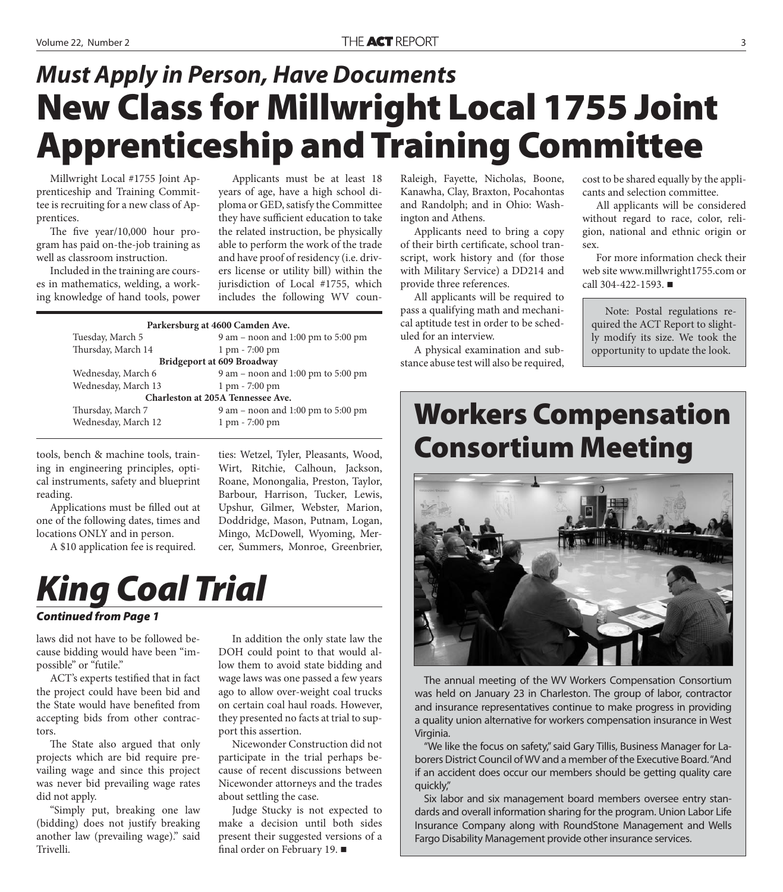## *Must Apply in Person, Have Documents*

# New Class for Millwright Local 1755 Joint Apprenticeship and Training Committee

Millwright Local #1755 Joint Apprenticeship and Training Committee is recruiting for a new class of Apprentices.

The five year/10,000 hour program has paid on-the-job training as well as classroom instruction.

Included in the training are courses in mathematics, welding, a working knowledge of hand tools, power tools, bench & machine tools, training in engineering principles, optical instruments, safety and blueprint reading.

Applications must be filled out at one of the following dates, times and locations ONLY and in person.

A $10 application fee is required.

Applicants must be at least 18 years of age, have a high school diploma or GED, satisfy the Committee they have sufficient education to take the related instruction, be physically able to perform the work of the trade and have proof of residency (i.e. drivers license or utility bill) within the jurisdiction of Local #1755, which includes the following WV counties: Wetzel, Tyler, Pleasants, Wood, Wirt, Ritchie, Calhoun, Jackson, Roane, Monongalia, Preston, Taylor, Barbour, Harrison, Tucker, Lewis, Upshur, Gilmer, Webster, Marion, Doddridge, Mason, Putnam, Logan, Mingo, McDowell, Wyoming, Mercer, Summers, Monroe, Greenbrier, Raleigh, Fayette, Nicholas, Boone, Kanawha, Clay, Braxton, Pocahontas and Randolph; and in Ohio: Washington and Athens.

| Date | Time |
|---|---|
| **Parkersburg at 4600 Camden Ave.** | |
| Tuesday, March 5 | 9 am – noon and 1:00 pm to 5:00 pm |
| Thursday, March 14 | 1 pm - 7:00 pm |
| **Bridgeport at 609 Broadway** | |
| Wednesday, March 6 | 9 am – noon and 1:00 pm to 5:00 pm |
| Wednesday, March 13 | 1 pm - 7:00 pm |
| **Charleston at 205A Tennessee Ave.** | |
| Thursday, March 7 | 9 am – noon and 1:00 pm to 5:00 pm |
| Wednesday, March 12 | 1 pm - 7:00 pm |

Applicants need to bring a copy of their birth certificate, school transcript, work history and (for those with Military Service) a DD214 and provide three references.

All applicants will be required to pass a qualifying math and mechanical aptitude test in order to be scheduled for an interview.

A physical examination and substance abuse test will also be required, cost to be shared equally by the applicants and selection committee.

All applicants will be considered without regard to race, color, religion, national and ethnic origin or sex.

For more information check their web site www.millwright1755.com or call 304-422-1593. ■

Note: Postal regulations required the ACT Report to slightly modify its size. We took the opportunity to update the look.

# *King Coal Trial*

***Continued from Page 1***

laws did not have to be followed because bidding would have been "impossible" or "futile."

ACT's experts testified that in fact the project could have been bid and the State would have benefited from accepting bids from other contractors.

The State also argued that only projects which are bid require prevailing wage and since this project was never bid prevailing wage rates did not apply.

"Simply put, breaking one law (bidding) does not justify breaking another law (prevailing wage)." said Trivelli.

In addition the only state law the DOH could point to that would allow them to avoid state bidding and wage laws was one passed a few years ago to allow over-weight coal trucks on certain coal haul roads. However, they presented no facts at trial to support this assertion.

Nicewonder Construction did not participate in the trial perhaps because of recent discussions between Nicewonder attorneys and the trades about settling the case.

Judge Stucky is not expected to make a decision until both sides present their suggested versions of a final order on February 19. ■

# Workers Compensation Consortium Meeting

The annual meeting of the WV Workers Compensation Consortium was held on January 23 in Charleston. The group of labor, contractor and insurance representatives continue to make progress in providing a quality union alternative for workers compensation insurance in West Virginia.

"We like the focus on safety," said Gary Tillis, Business Manager for Laborers District Council of WV and a member of the Executive Board. "And if an accident does occur our members should be getting quality care quickly,"

Six labor and six management board members oversee entry standards and overall information sharing for the program. Union Labor Life Insurance Company along with RoundStone Management and Wells Fargo Disability Management provide other insurance services.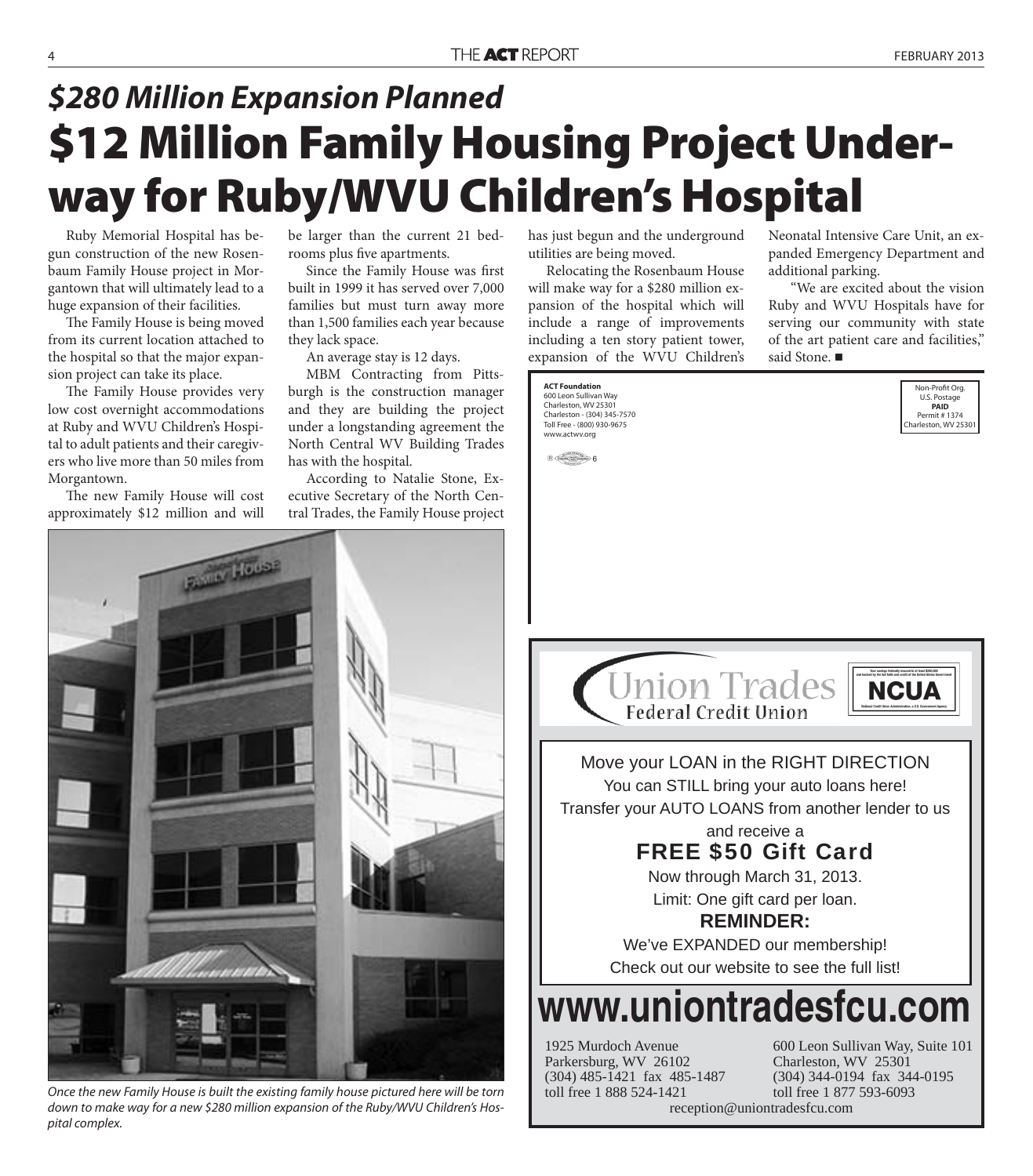## *$280 Million Expansion Planned*

# $12 Million Family Housing Project Underway for Ruby/WVU Children's Hospital

Ruby Memorial Hospital has begun construction of the new Rosenbaum Family House project in Morgantown that will ultimately lead to a huge expansion of their facilities.

The Family House is being moved from its current location attached to the hospital so that the major expansion project can take its place.

The Family House provides very low cost overnight accommodations at Ruby and WVU Children's Hospital to adult patients and their caregivers who live more than 50 miles from Morgantown.

The new Family House will cost approximately $12 million and will be larger than the current 21 bedrooms plus five apartments.

Since the Family House was first built in 1999 it has served over 7,000 families but must turn away more than 1,500 families each year because they lack space.

An average stay is 12 days.

MBM Contracting from Pittsburgh is the construction manager and they are building the project under a longstanding agreement the North Central WV Building Trades has with the hospital.

According to Natalie Stone, Executive Secretary of the North Central Trades, the Family House project has just begun and the underground utilities are being moved.

Relocating the Rosenbaum House will make way for a $280 million expansion of the hospital which will include a range of improvements including a ten story patient tower, expansion of the WVU Children's Neonatal Intensive Care Unit, an expanded Emergency Department and additional parking.

"We are excited about the vision Ruby and WVU Hospitals have for serving our community with state of the art patient care and facilities," said Stone. ■

*Once the new Family House is built the existing family house pictured here will be torn down to make way for a new $280 million expansion of the Ruby/WVU Children's Hospital complex.*

**ACT Foundation**
600 Leon Sullivan Way
Charleston, WV 25301
Charleston - (304) 345-7570
Toll Free - (800) 930-9675
www.actwv.org

Non-Profit Org.
U.S. Postage
**PAID**
Permit # 1374
Charleston, WV 25301

Union Trades Federal Credit Union

NCUA

Move your LOAN in the RIGHT DIRECTION

You can STILL bring your auto loans here!

Transfer your AUTO LOANS from another lender to us and receive a

**FREE $50 Gift Card**

Now through March 31, 2013.

Limit: One gift card per loan.

**REMINDER:**

We've EXPANDED our membership!

Check out our website to see the full list!

**www.uniontradesfcu.com**

1925 Murdoch Avenue
Parkersburg, WV 26102
(304) 485-1421 fax 485-1487
toll free 1 888 524-1421

600 Leon Sullivan Way, Suite 101
Charleston, WV 25301
(304) 344-0194 fax 344-0195
toll free 1 877 593-6093

reception@uniontradesfcu.com